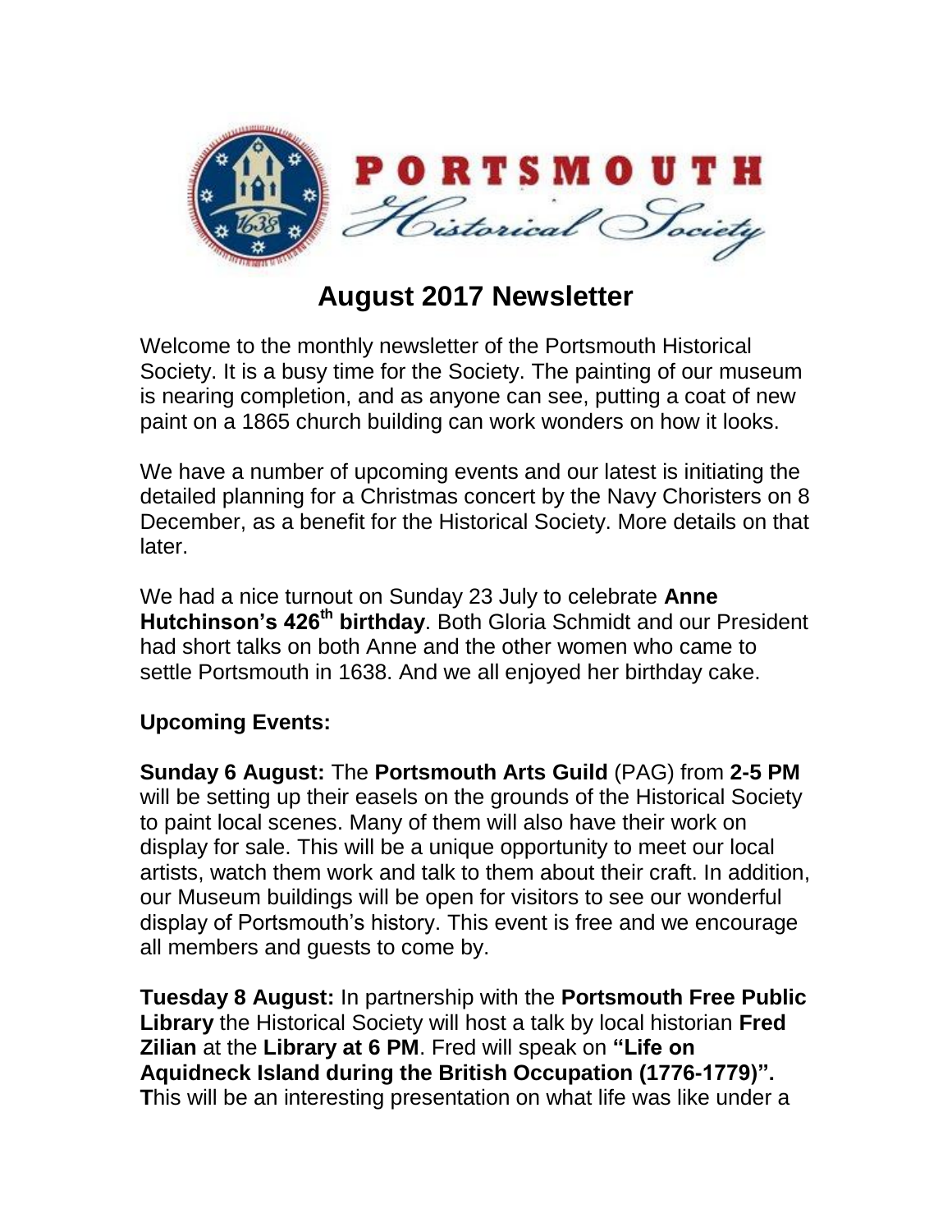# PORTSMOUTH Historical Society

## August 2017 Newsletter

Welcome to the monthly newsletter of the Portsmouth Historical Society. It is a busy time for the Society. The painting of our museum is nearing completion, and as anyone can see, putting a coat of new paint on a 1865 church building can work wonders on how it looks.

We have a number of upcoming events and our latest is initiating the detailed planning for a Christmas concert by the Navy Choristers on 8 December, as a benefit for the Historical Society. More details on that later.

We had a nice turnout on Sunday 23 July to celebrate **Anne Hutchinson's 426th birthday**. Both Gloria Schmidt and our President had short talks on both Anne and the other women who came to settle Portsmouth in 1638. And we all enjoyed her birthday cake.

### Upcoming Events:

**Sunday 6 August:** The **Portsmouth Arts Guild** (PAG) from **2-5 PM** will be setting up their easels on the grounds of the Historical Society to paint local scenes. Many of them will also have their work on display for sale. This will be a unique opportunity to meet our local artists, watch them work and talk to them about their craft. In addition, our Museum buildings will be open for visitors to see our wonderful display of Portsmouth's history. This event is free and we encourage all members and guests to come by.

**Tuesday 8 August:** In partnership with the **Portsmouth Free Public Library** the Historical Society will host a talk by local historian **Fred Zilian** at the **Library at 6 PM**. Fred will speak on **"Life on Aquidneck Island during the British Occupation (1776-1779)". T**his will be an interesting presentation on what life was like under a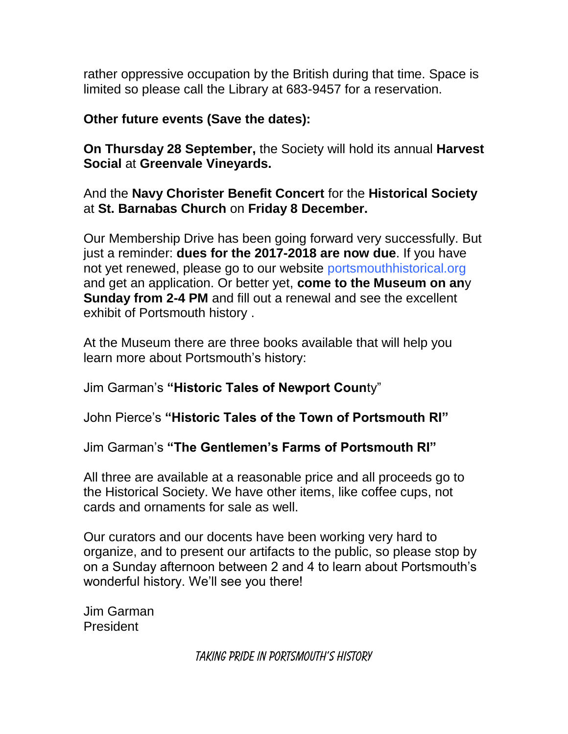rather oppressive occupation by the British during that time. Space is limited so please call the Library at 683-9457 for a reservation.

**Other future events (Save the dates):**

**On Thursday 28 September,** the Society will hold its annual **Harvest Social** at **Greenvale Vineyards.**

And the **Navy Chorister Benefit Concert** for the **Historical Society** at **St. Barnabas Church** on **Friday 8 December.**

Our Membership Drive has been going forward very successfully. But just a reminder: **dues for the 2017-2018 are now due**. If you have not yet renewed, please go to our website portsmouthhistorical.org and get an application. Or better yet, **come to the Museum on an**y **Sunday from 2-4 PM** and fill out a renewal and see the excellent exhibit of Portsmouth history .

At the Museum there are three books available that will help you learn more about Portsmouth's history:

Jim Garman's **"Historic Tales of Newport Coun**ty"

John Pierce's **"Historic Tales of the Town of Portsmouth RI"**

Jim Garman's **"The Gentlemen's Farms of Portsmouth RI"**

All three are available at a reasonable price and all proceeds go to the Historical Society. We have other items, like coffee cups, not cards and ornaments for sale as well.

Our curators and our docents have been working very hard to organize, and to present our artifacts to the public, so please stop by on a Sunday afternoon between 2 and 4 to learn about Portsmouth's wonderful history. We'll see you there!

Jim Garman
President

*TAKING PRIDE IN PORTSMOUTH'S HISTORY*